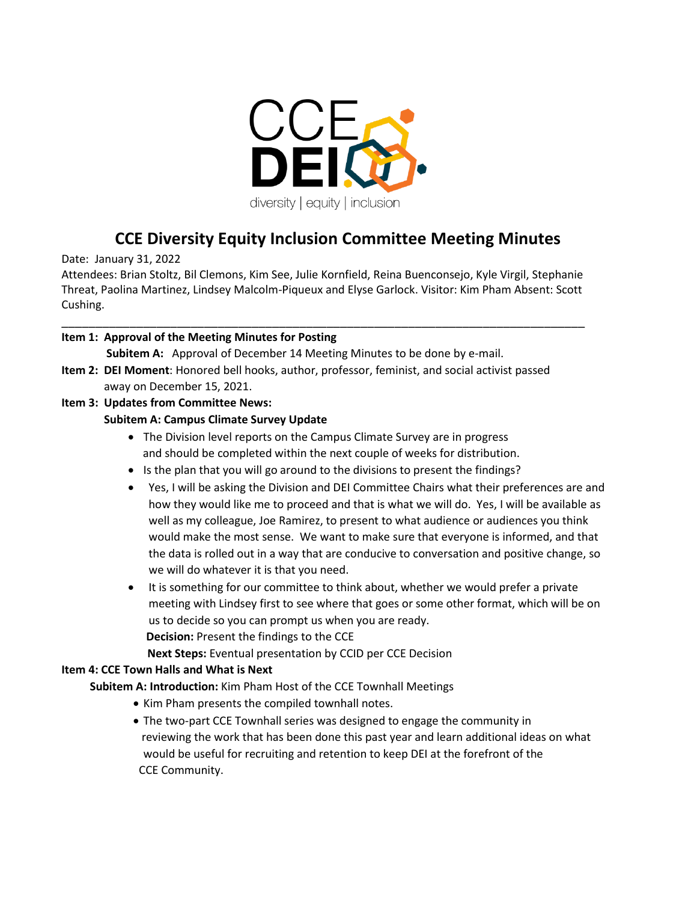CCE DEI

diversity | equity | inclusion

# CCE Diversity Equity Inclusion Committee Meeting Minutes

Date: January 31, 2022

Attendees: Brian Stoltz, Bil Clemons, Kim See, Julie Kornfield, Reina Buenconsejo, Kyle Virgil, Stephanie Threat, Paolina Martinez, Lindsey Malcolm-Piqueux and Elyse Garlock. Visitor: Kim Pham Absent: Scott Cushing.

---

**Item 1: Approval of the Meeting Minutes for Posting**

**Subitem A:** Approval of December 14 Meeting Minutes to be done by e-mail.

**Item 2: DEI Moment**: Honored bell hooks, author, professor, feminist, and social activist passed away on December 15, 2021.

**Item 3: Updates from Committee News:**

**Subitem A: Campus Climate Survey Update**

- The Division level reports on the Campus Climate Survey are in progress and should be completed within the next couple of weeks for distribution.
- Is the plan that you will go around to the divisions to present the findings?
- Yes, I will be asking the Division and DEI Committee Chairs what their preferences are and how they would like me to proceed and that is what we will do. Yes, I will be available as well as my colleague, Joe Ramirez, to present to what audience or audiences you think would make the most sense. We want to make sure that everyone is informed, and that the data is rolled out in a way that are conducive to conversation and positive change, so we will do whatever it is that you need.
- It is something for our committee to think about, whether we would prefer a private meeting with Lindsey first to see where that goes or some other format, which will be on us to decide so you can prompt us when you are ready.

**Decision:** Present the findings to the CCE

**Next Steps:** Eventual presentation by CCID per CCE Decision

**Item 4: CCE Town Halls and What is Next**

**Subitem A: Introduction:** Kim Pham Host of the CCE Townhall Meetings

- Kim Pham presents the compiled townhall notes.
- The two-part CCE Townhall series was designed to engage the community in reviewing the work that has been done this past year and learn additional ideas on what would be useful for recruiting and retention to keep DEI at the forefront of the CCE Community.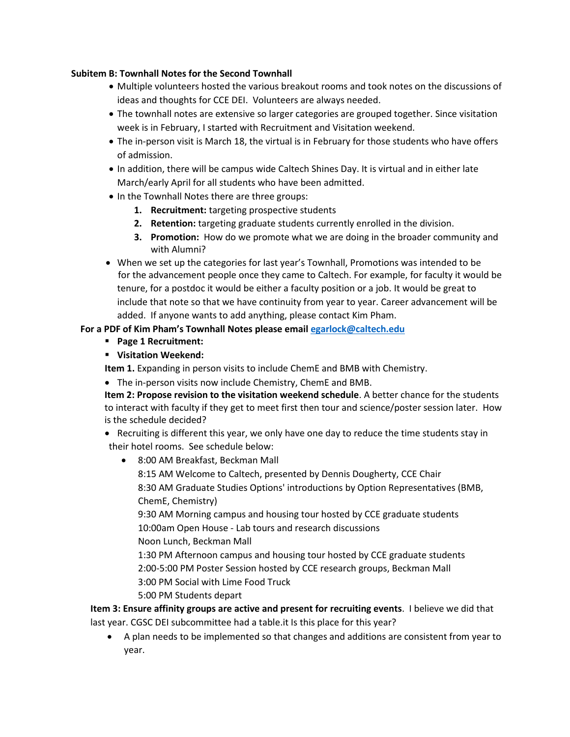**Subitem B: Townhall Notes for the Second Townhall**

- Multiple volunteers hosted the various breakout rooms and took notes on the discussions of ideas and thoughts for CCE DEI. Volunteers are always needed.
- The townhall notes are extensive so larger categories are grouped together. Since visitation week is in February, I started with Recruitment and Visitation weekend.
- The in-person visit is March 18, the virtual is in February for those students who have offers of admission.
- In addition, there will be campus wide Caltech Shines Day. It is virtual and in either late March/early April for all students who have been admitted.
- In the Townhall Notes there are three groups:
  1. **Recruitment:** targeting prospective students
  2. **Retention:** targeting graduate students currently enrolled in the division.
  3. **Promotion:** How do we promote what we are doing in the broader community and with Alumni?
- When we set up the categories for last year's Townhall, Promotions was intended to be for the advancement people once they came to Caltech. For example, for faculty it would be tenure, for a postdoc it would be either a faculty position or a job. It would be great to include that note so that we have continuity from year to year. Career advancement will be added. If anyone wants to add anything, please contact Kim Pham.

**For a PDF of Kim Pham's Townhall Notes please email [egarlock@caltech.edu](mailto:egarlock@caltech.edu)**

- **Page 1 Recruitment:**
- **Visitation Weekend:**

**Item 1.** Expanding in person visits to include ChemE and BMB with Chemistry.

- The in-person visits now include Chemistry, ChemE and BMB.

**Item 2: Propose revision to the visitation weekend schedule**. A better chance for the students to interact with faculty if they get to meet first then tour and science/poster session later. How is the schedule decided?

- Recruiting is different this year, we only have one day to reduce the time students stay in their hotel rooms. See schedule below:
  - 8:00 AM Breakfast, Beckman Mall
    8:15 AM Welcome to Caltech, presented by Dennis Dougherty, CCE Chair
    8:30 AM Graduate Studies Options' introductions by Option Representatives (BMB, ChemE, Chemistry)
    9:30 AM Morning campus and housing tour hosted by CCE graduate students
    10:00am Open House - Lab tours and research discussions
    Noon Lunch, Beckman Mall
    1:30 PM Afternoon campus and housing tour hosted by CCE graduate students
    2:00-5:00 PM Poster Session hosted by CCE research groups, Beckman Mall
    3:00 PM Social with Lime Food Truck
    5:00 PM Students depart

**Item 3: Ensure affinity groups are active and present for recruiting events**. I believe we did that last year. CGSC DEI subcommittee had a table.it Is this place for this year?

- A plan needs to be implemented so that changes and additions are consistent from year to year.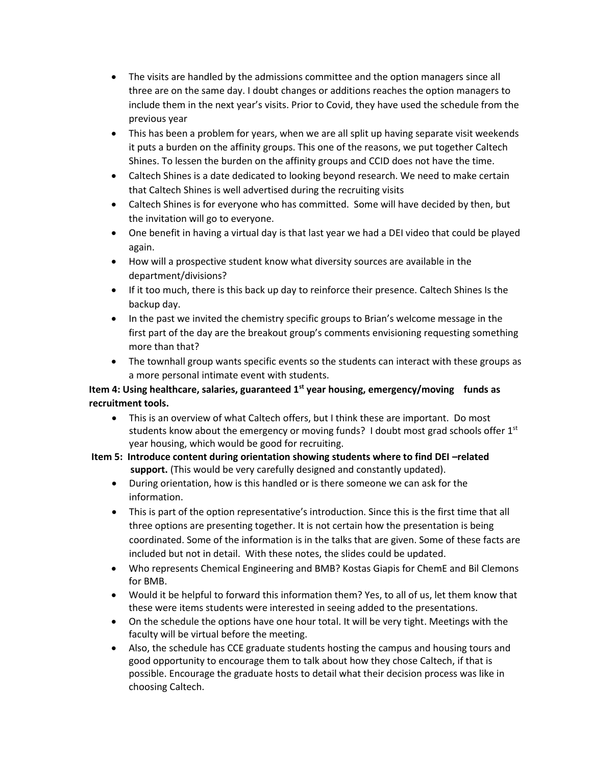- The visits are handled by the admissions committee and the option managers since all three are on the same day. I doubt changes or additions reaches the option managers to include them in the next year's visits. Prior to Covid, they have used the schedule from the previous year
- This has been a problem for years, when we are all split up having separate visit weekends it puts a burden on the affinity groups. This one of the reasons, we put together Caltech Shines. To lessen the burden on the affinity groups and CCID does not have the time.
- Caltech Shines is a date dedicated to looking beyond research. We need to make certain that Caltech Shines is well advertised during the recruiting visits
- Caltech Shines is for everyone who has committed. Some will have decided by then, but the invitation will go to everyone.
- One benefit in having a virtual day is that last year we had a DEI video that could be played again.
- How will a prospective student know what diversity sources are available in the department/divisions?
- If it too much, there is this back up day to reinforce their presence. Caltech Shines Is the backup day.
- In the past we invited the chemistry specific groups to Brian's welcome message in the first part of the day are the breakout group's comments envisioning requesting something more than that?
- The townhall group wants specific events so the students can interact with these groups as a more personal intimate event with students.

**Item 4: Using healthcare, salaries, guaranteed 1st year housing, emergency/moving funds as recruitment tools.**

- This is an overview of what Caltech offers, but I think these are important. Do most students know about the emergency or moving funds? I doubt most grad schools offer 1st year housing, which would be good for recruiting.

**Item 5: Introduce content during orientation showing students where to find DEI –related support.** (This would be very carefully designed and constantly updated).

- During orientation, how is this handled or is there someone we can ask for the information.
- This is part of the option representative's introduction. Since this is the first time that all three options are presenting together. It is not certain how the presentation is being coordinated. Some of the information is in the talks that are given. Some of these facts are included but not in detail. With these notes, the slides could be updated.
- Who represents Chemical Engineering and BMB? Kostas Giapis for ChemE and Bil Clemons for BMB.
- Would it be helpful to forward this information them? Yes, to all of us, let them know that these were items students were interested in seeing added to the presentations.
- On the schedule the options have one hour total. It will be very tight. Meetings with the faculty will be virtual before the meeting.
- Also, the schedule has CCE graduate students hosting the campus and housing tours and good opportunity to encourage them to talk about how they chose Caltech, if that is possible. Encourage the graduate hosts to detail what their decision process was like in choosing Caltech.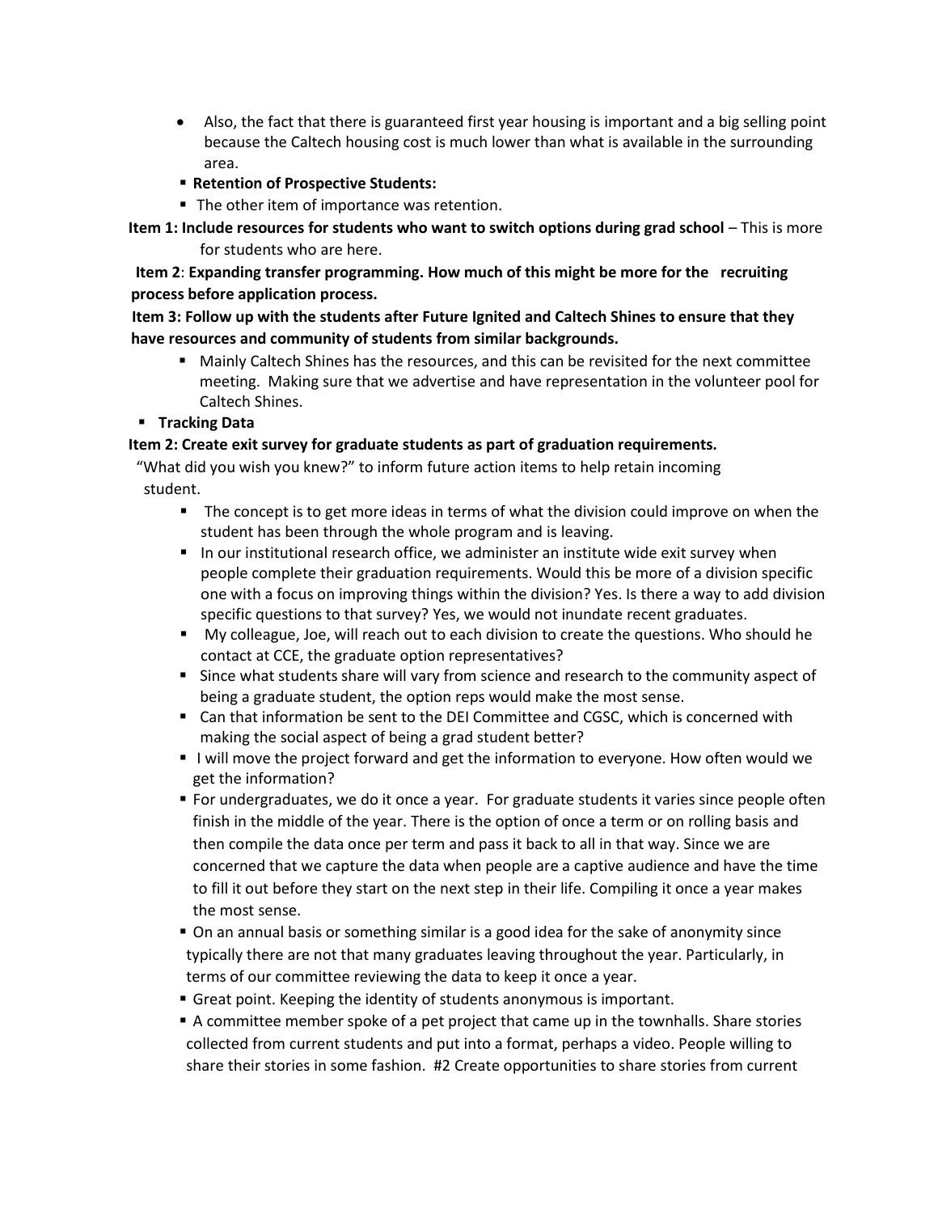- Also, the fact that there is guaranteed first year housing is important and a big selling point because the Caltech housing cost is much lower than what is available in the surrounding area.
- **Retention of Prospective Students:**
- The other item of importance was retention.

**Item 1: Include resources for students who want to switch options during grad school** – This is more for students who are here.

**Item 2**: **Expanding transfer programming. How much of this might be more for the recruiting process before application process.**

**Item 3: Follow up with the students after Future Ignited and Caltech Shines to ensure that they have resources and community of students from similar backgrounds.**

- Mainly Caltech Shines has the resources, and this can be revisited for the next committee meeting. Making sure that we advertise and have representation in the volunteer pool for Caltech Shines.

- **Tracking Data**

**Item 2: Create exit survey for graduate students as part of graduation requirements.**

"What did you wish you knew?" to inform future action items to help retain incoming student.

- The concept is to get more ideas in terms of what the division could improve on when the student has been through the whole program and is leaving.
- In our institutional research office, we administer an institute wide exit survey when people complete their graduation requirements. Would this be more of a division specific one with a focus on improving things within the division? Yes. Is there a way to add division specific questions to that survey? Yes, we would not inundate recent graduates.
- My colleague, Joe, will reach out to each division to create the questions. Who should he contact at CCE, the graduate option representatives?
- Since what students share will vary from science and research to the community aspect of being a graduate student, the option reps would make the most sense.
- Can that information be sent to the DEI Committee and CGSC, which is concerned with making the social aspect of being a grad student better?
- I will move the project forward and get the information to everyone. How often would we get the information?
- For undergraduates, we do it once a year. For graduate students it varies since people often finish in the middle of the year. There is the option of once a term or on rolling basis and then compile the data once per term and pass it back to all in that way. Since we are concerned that we capture the data when people are a captive audience and have the time to fill it out before they start on the next step in their life. Compiling it once a year makes the most sense.
- On an annual basis or something similar is a good idea for the sake of anonymity since typically there are not that many graduates leaving throughout the year. Particularly, in terms of our committee reviewing the data to keep it once a year.
- Great point. Keeping the identity of students anonymous is important.
- A committee member spoke of a pet project that came up in the townhalls. Share stories collected from current students and put into a format, perhaps a video. People willing to share their stories in some fashion. #2 Create opportunities to share stories from current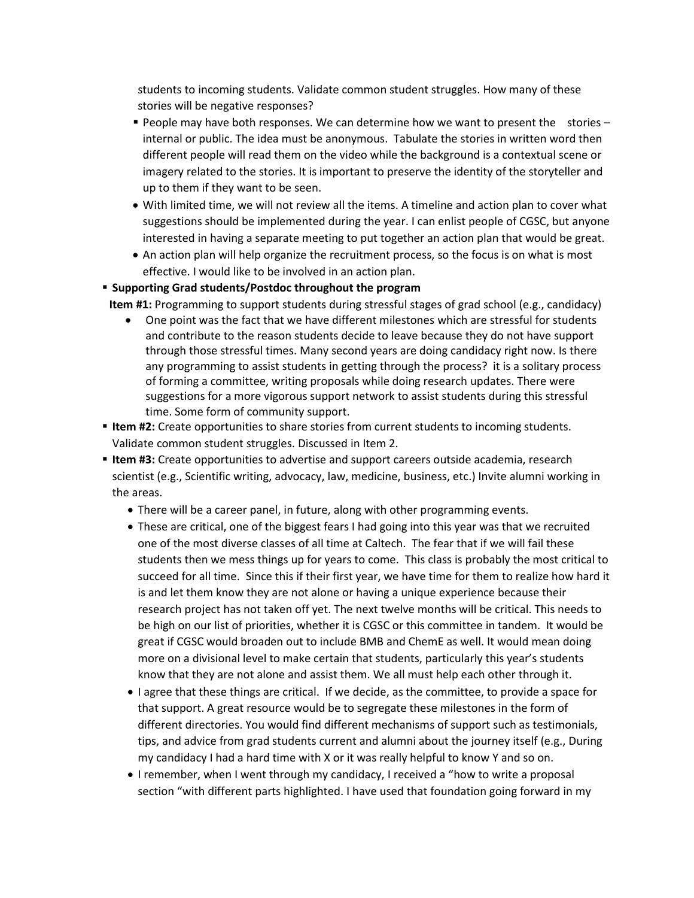students to incoming students. Validate common student struggles. How many of these stories will be negative responses?

- People may have both responses. We can determine how we want to present the stories – internal or public. The idea must be anonymous. Tabulate the stories in written word then different people will read them on the video while the background is a contextual scene or imagery related to the stories. It is important to preserve the identity of the storyteller and up to them if they want to be seen.

- With limited time, we will not review all the items. A timeline and action plan to cover what suggestions should be implemented during the year. I can enlist people of CGSC, but anyone interested in having a separate meeting to put together an action plan that would be great.
- An action plan will help organize the recruitment process, so the focus is on what is most effective. I would like to be involved in an action plan.

- **Supporting Grad students/Postdoc throughout the program**

**Item #1:** Programming to support students during stressful stages of grad school (e.g., candidacy)

- One point was the fact that we have different milestones which are stressful for students and contribute to the reason students decide to leave because they do not have support through those stressful times. Many second years are doing candidacy right now. Is there any programming to assist students in getting through the process? it is a solitary process of forming a committee, writing proposals while doing research updates. There were suggestions for a more vigorous support network to assist students during this stressful time. Some form of community support.

- **Item #2:** Create opportunities to share stories from current students to incoming students. Validate common student struggles. Discussed in Item 2.
- **Item #3:** Create opportunities to advertise and support careers outside academia, research scientist (e.g., Scientific writing, advocacy, law, medicine, business, etc.) Invite alumni working in the areas.
  - There will be a career panel, in future, along with other programming events.
  - These are critical, one of the biggest fears I had going into this year was that we recruited one of the most diverse classes of all time at Caltech. The fear that if we will fail these students then we mess things up for years to come. This class is probably the most critical to succeed for all time. Since this if their first year, we have time for them to realize how hard it is and let them know they are not alone or having a unique experience because their research project has not taken off yet. The next twelve months will be critical. This needs to be high on our list of priorities, whether it is CGSC or this committee in tandem. It would be great if CGSC would broaden out to include BMB and ChemE as well. It would mean doing more on a divisional level to make certain that students, particularly this year's students know that they are not alone and assist them. We all must help each other through it.
  - I agree that these things are critical. If we decide, as the committee, to provide a space for that support. A great resource would be to segregate these milestones in the form of different directories. You would find different mechanisms of support such as testimonials, tips, and advice from grad students current and alumni about the journey itself (e.g., During my candidacy I had a hard time with X or it was really helpful to know Y and so on.
  - I remember, when I went through my candidacy, I received a "how to write a proposal section "with different parts highlighted. I have used that foundation going forward in my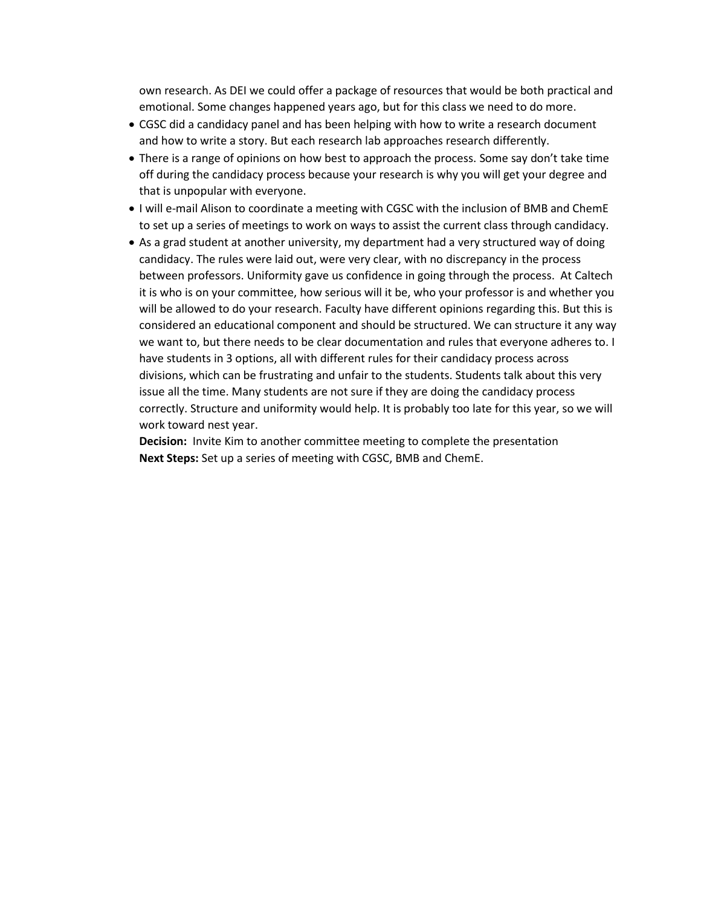own research. As DEI we could offer a package of resources that would be both practical and emotional. Some changes happened years ago, but for this class we need to do more.

- CGSC did a candidacy panel and has been helping with how to write a research document and how to write a story. But each research lab approaches research differently.
- There is a range of opinions on how best to approach the process. Some say don't take time off during the candidacy process because your research is why you will get your degree and that is unpopular with everyone.
- I will e-mail Alison to coordinate a meeting with CGSC with the inclusion of BMB and ChemE to set up a series of meetings to work on ways to assist the current class through candidacy.
- As a grad student at another university, my department had a very structured way of doing candidacy. The rules were laid out, were very clear, with no discrepancy in the process between professors. Uniformity gave us confidence in going through the process. At Caltech it is who is on your committee, how serious will it be, who your professor is and whether you will be allowed to do your research. Faculty have different opinions regarding this. But this is considered an educational component and should be structured. We can structure it any way we want to, but there needs to be clear documentation and rules that everyone adheres to. I have students in 3 options, all with different rules for their candidacy process across divisions, which can be frustrating and unfair to the students. Students talk about this very issue all the time. Many students are not sure if they are doing the candidacy process correctly. Structure and uniformity would help. It is probably too late for this year, so we will work toward nest year.

  **Decision:** Invite Kim to another committee meeting to complete the presentation

  **Next Steps:** Set up a series of meeting with CGSC, BMB and ChemE.